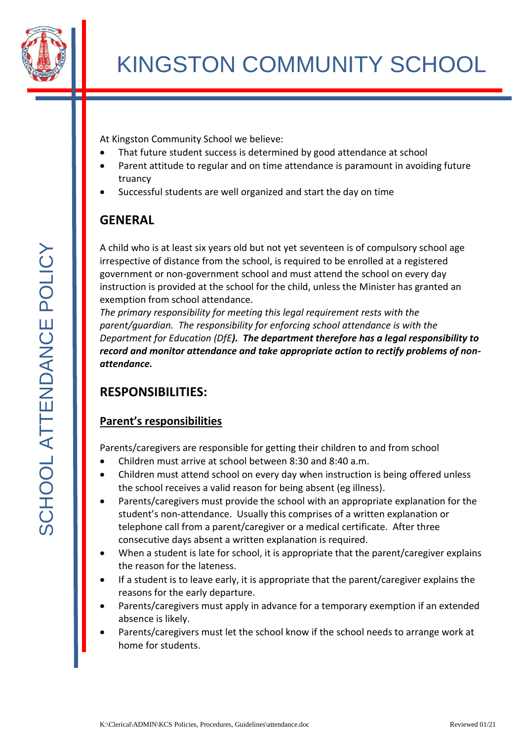# KINGSTON COMMUNITY SCHOOL

SCHOOL ATTENDANCE POLICY

At Kingston Community School we believe:

- That future student success is determined by good attendance at school
- Parent attitude to regular and on time attendance is paramount in avoiding future truancy
- Successful students are well organized and start the day on time

## GENERAL

A child who is at least six years old but not yet seventeen is of compulsory school age irrespective of distance from the school, is required to be enrolled at a registered government or non-government school and must attend the school on every day instruction is provided at the school for the child, unless the Minister has granted an exemption from school attendance.

*The primary responsibility for meeting this legal requirement rests with the parent/guardian. The responsibility for enforcing school attendance is with the Department for Education (DfE)* ***). The department therefore has a legal responsibility to record and monitor attendance and take appropriate action to rectify problems of non-attendance.***

## RESPONSIBILITIES:

### Parent's responsibilities

Parents/caregivers are responsible for getting their children to and from school

- Children must arrive at school between 8:30 and 8:40 a.m.
- Children must attend school on every day when instruction is being offered unless the school receives a valid reason for being absent (eg illness).
- Parents/caregivers must provide the school with an appropriate explanation for the student's non-attendance. Usually this comprises of a written explanation or telephone call from a parent/caregiver or a medical certificate. After three consecutive days absent a written explanation is required.
- When a student is late for school, it is appropriate that the parent/caregiver explains the reason for the lateness.
- If a student is to leave early, it is appropriate that the parent/caregiver explains the reasons for the early departure.
- Parents/caregivers must apply in advance for a temporary exemption if an extended absence is likely.
- Parents/caregivers must let the school know if the school needs to arrange work at home for students.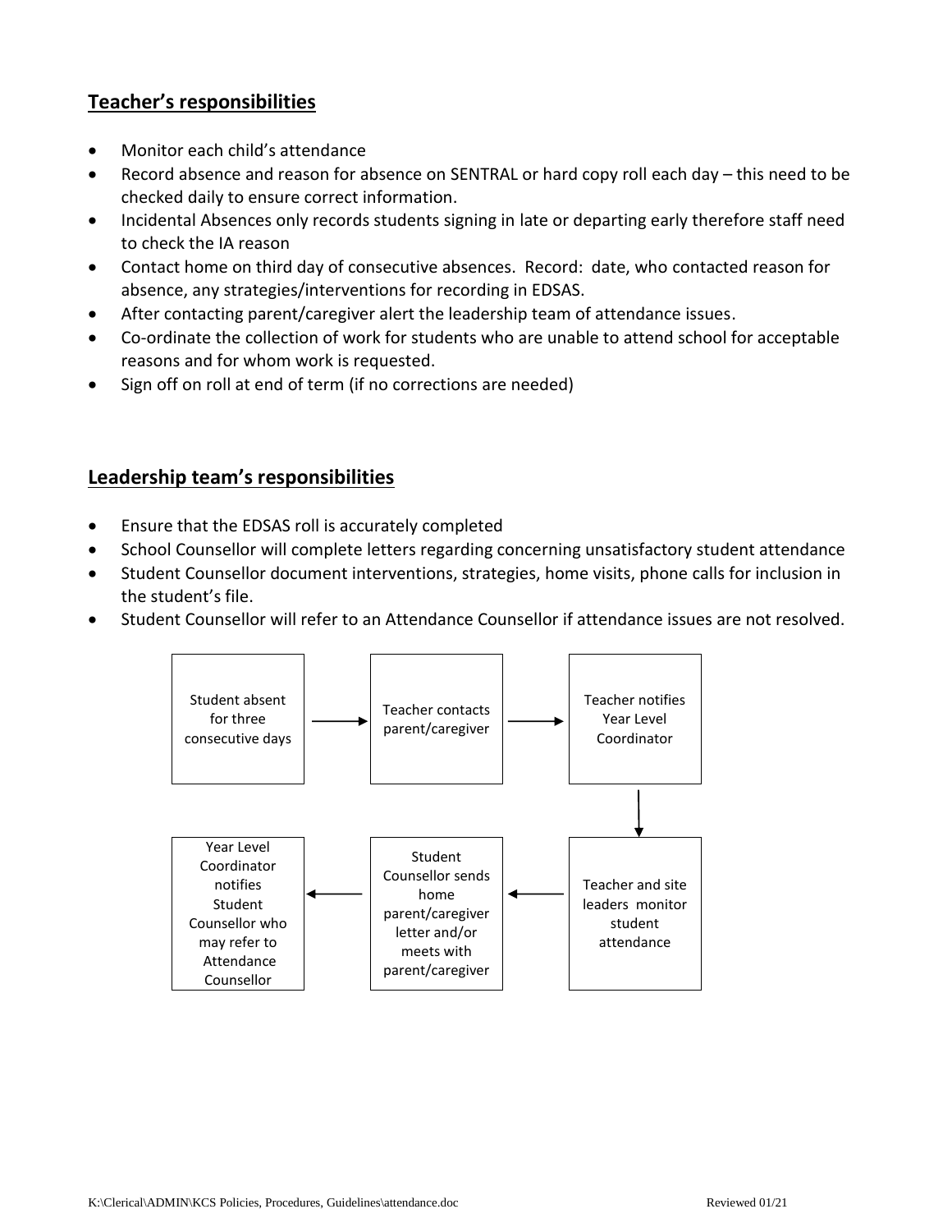## Teacher's responsibilities

- Monitor each child's attendance
- Record absence and reason for absence on SENTRAL or hard copy roll each day – this need to be checked daily to ensure correct information.
- Incidental Absences only records students signing in late or departing early therefore staff need to check the IA reason
- Contact home on third day of consecutive absences. Record: date, who contacted reason for absence, any strategies/interventions for recording in EDSAS.
- After contacting parent/caregiver alert the leadership team of attendance issues.
- Co-ordinate the collection of work for students who are unable to attend school for acceptable reasons and for whom work is requested.
- Sign off on roll at end of term (if no corrections are needed)

## Leadership team's responsibilities

- Ensure that the EDSAS roll is accurately completed
- School Counsellor will complete letters regarding concerning unsatisfactory student attendance
- Student Counsellor document interventions, strategies, home visits, phone calls for inclusion in the student's file.
- Student Counsellor will refer to an Attendance Counsellor if attendance issues are not resolved.

Student absent for three consecutive days → Teacher contacts parent/caregiver → Teacher notifies Year Level Coordinator → Teacher and site leaders monitor student attendance → Student Counsellor sends home parent/caregiver letter and/or meets with parent/caregiver → Year Level Coordinator notifies Student Counsellor who may refer to Attendance Counsellor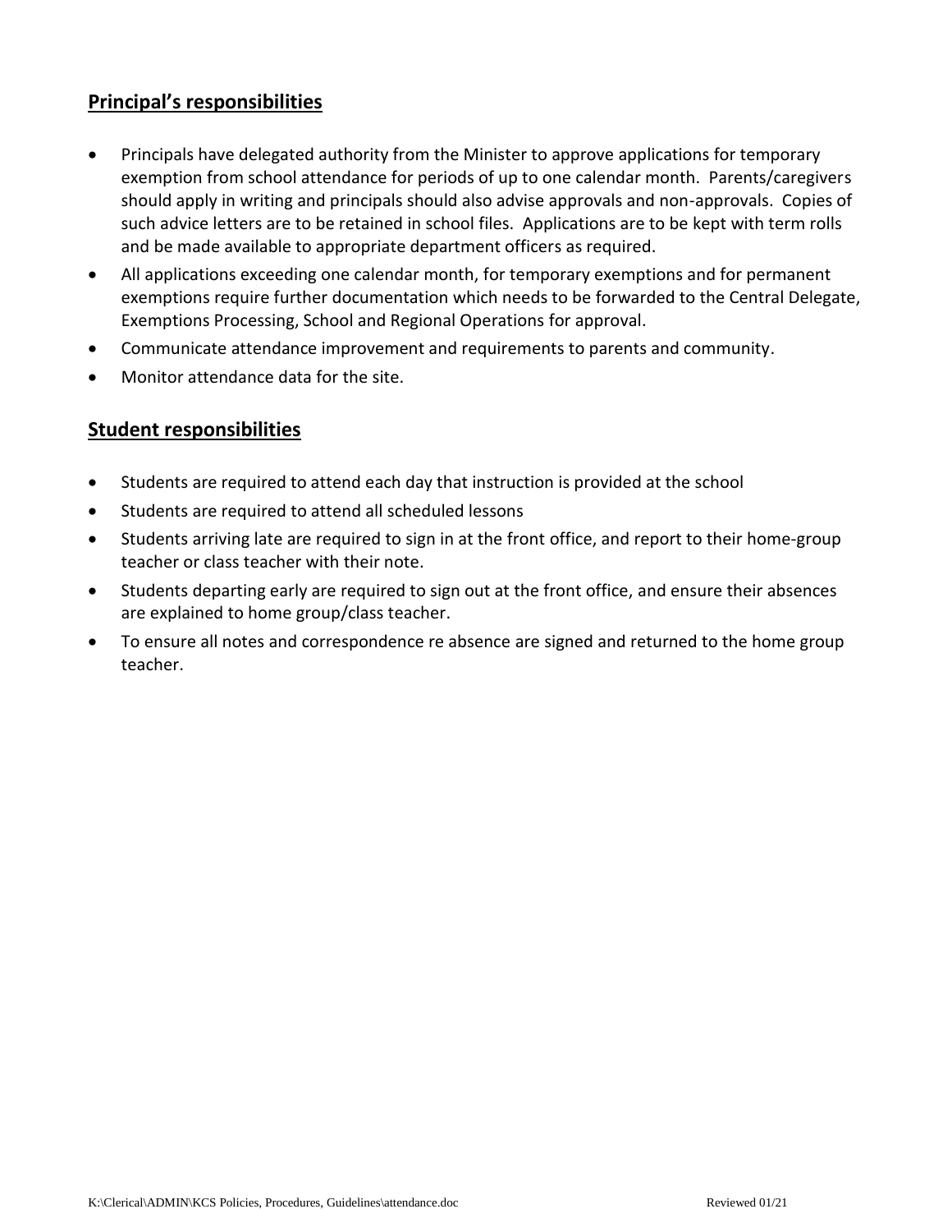## Principal's responsibilities

- Principals have delegated authority from the Minister to approve applications for temporary exemption from school attendance for periods of up to one calendar month. Parents/caregivers should apply in writing and principals should also advise approvals and non-approvals. Copies of such advice letters are to be retained in school files. Applications are to be kept with term rolls and be made available to appropriate department officers as required.
- All applications exceeding one calendar month, for temporary exemptions and for permanent exemptions require further documentation which needs to be forwarded to the Central Delegate, Exemptions Processing, School and Regional Operations for approval.
- Communicate attendance improvement and requirements to parents and community.
- Monitor attendance data for the site.

## Student responsibilities

- Students are required to attend each day that instruction is provided at the school
- Students are required to attend all scheduled lessons
- Students arriving late are required to sign in at the front office, and report to their home-group teacher or class teacher with their note.
- Students departing early are required to sign out at the front office, and ensure their absences are explained to home group/class teacher.
- To ensure all notes and correspondence re absence are signed and returned to the home group teacher.